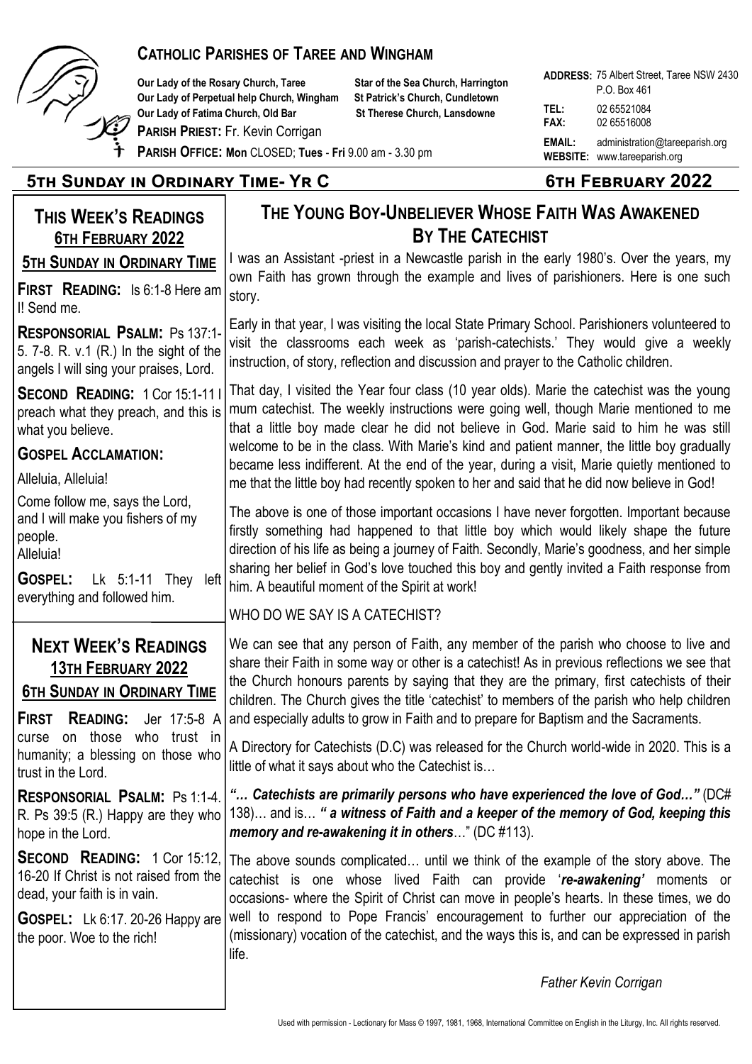# Catholic Parishes of Taree and Wingham

**Our Lady of the Rosary Church, Taree**
**Our Lady of Perpetual help Church, Wingham**
**Our Lady of Fatima Church, Old Bar**
**Star of the Sea Church, Harrington**
**St Patrick's Church, Cundletown**
**St Therese Church, Lansdowne**

**Parish Priest:** Fr. Kevin Corrigan

**Parish Office: Mon** CLOSED; **Tues** - **Fri** 9.00 am - 3.30 pm

**ADDRESS:** 75 Albert Street, Taree NSW 2430
P.O. Box 461

**TEL:** 02 65521084
**FAX:** 02 65516008

**EMAIL:** administration@tareeparish.org
**WEBSITE:** www.tareeparish.org

## 5th Sunday in Ordinary Time- Yr C — 6th February 2022

## This Week's Readings 6th February 2022

**5th Sunday in Ordinary Time**

**First Reading:** Is 6:1-8 Here am I! Send me.

**Responsorial Psalm:** Ps 137:1-5. 7-8. R. v.1 (R.) In the sight of the angels I will sing your praises, Lord.

**Second Reading:** 1 Cor 15:1-11 I preach what they preach, and this is what you believe.

**Gospel Acclamation:**

Alleluia, Alleluia!

Come follow me, says the Lord, and I will make you fishers of my people.
Alleluia!

**Gospel:** Lk 5:1-11 They left everything and followed him.

## Next Week's Readings 13th February 2022

**6th Sunday in Ordinary Time**

**First Reading:** Jer 17:5-8 A curse on those who trust in humanity; a blessing on those who trust in the Lord.

**Responsorial Psalm:** Ps 1:1-4. R. Ps 39:5 (R.) Happy are they who hope in the Lord.

**Second Reading:** 1 Cor 15:12, 16-20 If Christ is not raised from the dead, your faith is in vain.

**Gospel:** Lk 6:17. 20-26 Happy are the poor. Woe to the rich!

## The Young Boy-Unbeliever Whose Faith Was Awakened By The Catechist

I was an Assistant -priest in a Newcastle parish in the early 1980's. Over the years, my own Faith has grown through the example and lives of parishioners. Here is one such story.

Early in that year, I was visiting the local State Primary School. Parishioners volunteered to visit the classrooms each week as 'parish-catechists.' They would give a weekly instruction, of story, reflection and discussion and prayer to the Catholic children.

That day, I visited the Year four class (10 year olds). Marie the catechist was the young mum catechist. The weekly instructions were going well, though Marie mentioned to me that a little boy made clear he did not believe in God. Marie said to him he was still welcome to be in the class. With Marie's kind and patient manner, the little boy gradually became less indifferent. At the end of the year, during a visit, Marie quietly mentioned to me that the little boy had recently spoken to her and said that he did now believe in God!

The above is one of those important occasions I have never forgotten. Important because firstly something had happened to that little boy which would likely shape the future direction of his life as being a journey of Faith. Secondly, Marie's goodness, and her simple sharing her belief in God's love touched this boy and gently invited a Faith response from him. A beautiful moment of the Spirit at work!

WHO DO WE SAY IS A CATECHIST?

We can see that any person of Faith, any member of the parish who choose to live and share their Faith in some way or other is a catechist! As in previous reflections we see that the Church honours parents by saying that they are the primary, first catechists of their children. The Church gives the title 'catechist' to members of the parish who help children and especially adults to grow in Faith and to prepare for Baptism and the Sacraments.

A Directory for Catechists (D.C) was released for the Church world-wide in 2020. This is a little of what it says about who the Catechist is…

***"… Catechists are primarily persons who have experienced the love of God…"*** (DC# 138)… and is… ***" a witness of Faith and a keeper of the memory of God, keeping this memory and re-awakening it in others***…" (DC #113).

The above sounds complicated… until we think of the example of the story above. The catechist is one whose lived Faith can provide '***re-awakening'*** moments or occasions- where the Spirit of Christ can move in people's hearts. In these times, we do well to respond to Pope Francis' encouragement to further our appreciation of the (missionary) vocation of the catechist, and the ways this is, and can be expressed in parish life.

*Father Kevin Corrigan*

Used with permission - Lectionary for Mass © 1997, 1981, 1968, International Committee on English in the Liturgy, Inc. All rights reserved.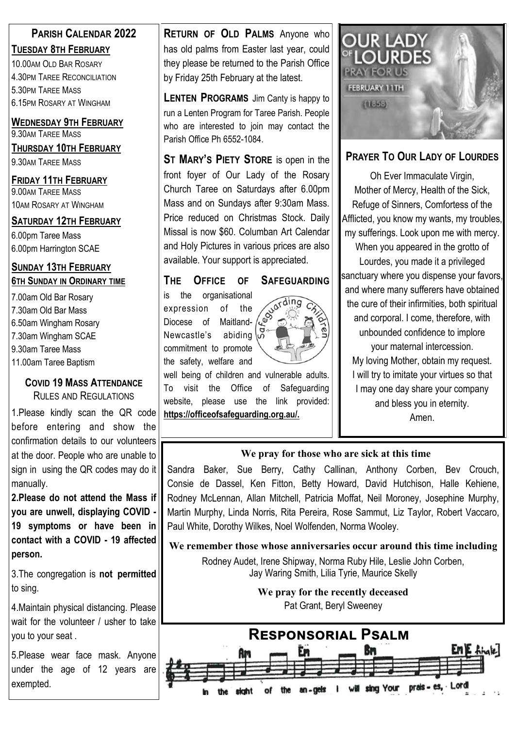## PARISH CALENDAR 2022

**TUESDAY 8TH FEBRUARY**

10.00AM OLD BAR ROSARY
4.30PM TAREE RECONCILIATION
5.30PM TAREE MASS
6.15PM ROSARY AT WINGHAM

**WEDNESDAY 9TH FEBRUARY**

9.30AM TAREE MASS

**THURSDAY 10TH FEBRUARY**

9.30AM TAREE MASS

**FRIDAY 11TH FEBRUARY**

9.00AM TAREE MASS
10AM ROSARY AT WINGHAM

**SATURDAY 12TH FEBRUARY**

6.00pm Taree Mass
6.00pm Harrington SCAE

**SUNDAY 13TH FEBRUARY**
**6TH SUNDAY IN ORDINARY TIME**

7.00am Old Bar Rosary
7.30am Old Bar Mass
6.50am Wingham Rosary
7.30am Wingham SCAE
9.30am Taree Mass
11.00am Taree Baptism

### COVID 19 MASS ATTENDANCE
RULES AND REGULATIONS

1.Please kindly scan the QR code before entering and show the confirmation details to our volunteers at the door. People who are unable to sign in using the QR codes may do it manually.

**2.Please do not attend the Mass if you are unwell, displaying COVID - 19 symptoms or have been in contact with a COVID - 19 affected person.**

3.The congregation is **not permitted** to sing.

4.Maintain physical distancing. Please wait for the volunteer / usher to take you to your seat .

5.Please wear face mask. Anyone under the age of 12 years are exempted.

**RETURN OF OLD PALMS** Anyone who has old palms from Easter last year, could they please be returned to the Parish Office by Friday 25th February at the latest.

**LENTEN PROGRAMS** Jim Canty is happy to run a Lenten Program for Taree Parish. People who are interested to join may contact the Parish Office Ph 6552-1084.

**ST MARY'S PIETY STORE** is open in the front foyer of Our Lady of the Rosary Church Taree on Saturdays after 6.00pm Mass and on Sundays after 9:30am Mass. Price reduced on Christmas Stock. Daily Missal is now $60. Columban Art Calendar and Holy Pictures in various prices are also available. Your support is appreciated.

**THE OFFICE OF SAFEGUARDING** is the organisational expression of the Diocese of Maitland-Newcastle's abiding commitment to promote the safety, welfare and well being of children and vulnerable adults. To visit the Office of Safeguarding website, please use the link provided: **https://officeofsafeguarding.org.au/.**

OUR LADY OF LOURDES PRAY FOR US
FEBRUARY 11TH
(1858)

### PRAYER TO OUR LADY OF LOURDES

Oh Ever Immaculate Virgin,
Mother of Mercy, Health of the Sick,
Refuge of Sinners, Comfortess of the Afflicted, you know my wants, my troubles, my sufferings. Look upon me with mercy.
When you appeared in the grotto of Lourdes, you made it a privileged sanctuary where you dispense your favors, and where many sufferers have obtained the cure of their infirmities, both spiritual and corporal. I come, therefore, with unbounded confidence to implore your maternal intercession.
My loving Mother, obtain my request.
I will try to imitate your virtues so that I may one day share your company and bless you in eternity.
Amen.

**We pray for those who are sick at this time**

Sandra Baker, Sue Berry, Cathy Callinan, Anthony Corben, Bev Crouch, Consie de Dassel, Ken Fitton, Betty Howard, David Hutchison, Halle Kehiene, Rodney McLennan, Allan Mitchell, Patricia Moffat, Neil Moroney, Josephine Murphy, Martin Murphy, Linda Norris, Rita Pereira, Rose Sammut, Liz Taylor, Robert Vaccaro, Paul White, Dorothy Wilkes, Noel Wolfenden, Norma Wooley.

**We remember those whose anniversaries occur around this time including**

Rodney Audet, Irene Shipway, Norma Ruby Hile, Leslie John Corben, Jay Waring Smith, Lilia Tyrie, Maurice Skelly

**We pray for the recently deceased**

Pat Grant, Beryl Sweeney

## RESPONSORIAL PSALM

Am Em Bm Em E finale

In the sight of the an-gels I will sing Your prais-es, Lord